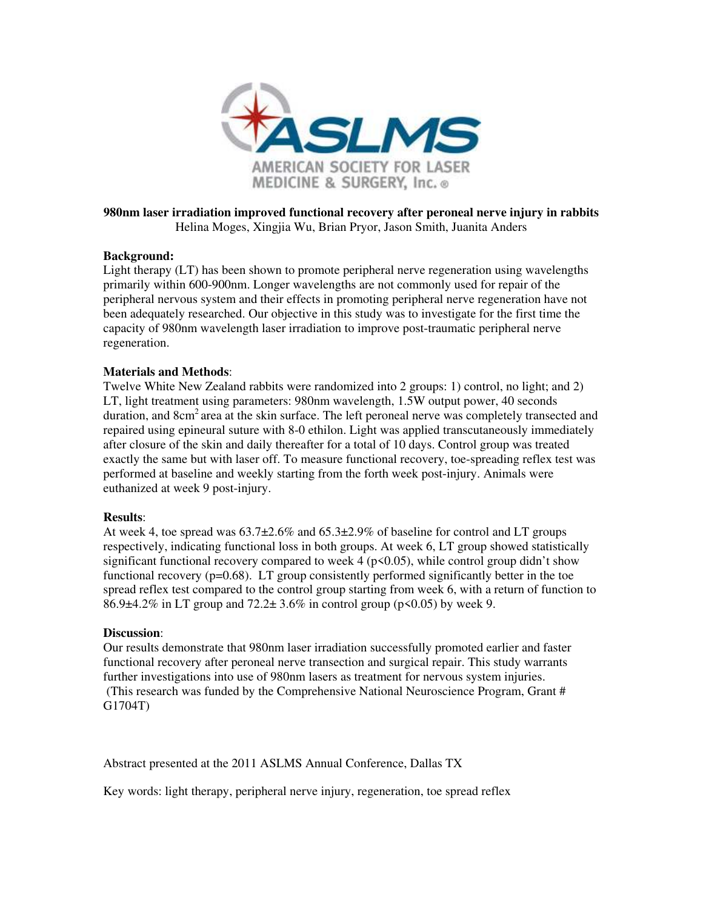AMERICAN SOCIETY FOR LASER MEDICINE & SURGERY, Inc.®

# 980nm laser irradiation improved functional recovery after peroneal nerve injury in rabbits

Helina Moges, Xingjia Wu, Brian Pryor, Jason Smith, Juanita Anders

**Background:**

Light therapy (LT) has been shown to promote peripheral nerve regeneration using wavelengths primarily within 600-900nm. Longer wavelengths are not commonly used for repair of the peripheral nervous system and their effects in promoting peripheral nerve regeneration have not been adequately researched. Our objective in this study was to investigate for the first time the capacity of 980nm wavelength laser irradiation to improve post-traumatic peripheral nerve regeneration.

**Materials and Methods**:

Twelve White New Zealand rabbits were randomized into 2 groups: 1) control, no light; and 2) LT, light treatment using parameters: 980nm wavelength, 1.5W output power, 40 seconds duration, and $8cm^2$ area at the skin surface. The left peroneal nerve was completely transected and repaired using epineural suture with 8-0 ethilon. Light was applied transcutaneously immediately after closure of the skin and daily thereafter for a total of 10 days. Control group was treated exactly the same but with laser off. To measure functional recovery, toe-spreading reflex test was performed at baseline and weekly starting from the forth week post-injury. Animals were euthanized at week 9 post-injury.

**Results**:

At week 4, toe spread was 63.7±2.6% and 65.3±2.9% of baseline for control and LT groups respectively, indicating functional loss in both groups. At week 6, LT group showed statistically significant functional recovery compared to week 4 ($p<0.05$), while control group didn't show functional recovery ($p=0.68$). LT group consistently performed significantly better in the toe spread reflex test compared to the control group starting from week 6, with a return of function to 86.9±4.2% in LT group and 72.2± 3.6% in control group ($p<0.05$) by week 9.

**Discussion**:

Our results demonstrate that 980nm laser irradiation successfully promoted earlier and faster functional recovery after peroneal nerve transection and surgical repair. This study warrants further investigations into use of 980nm lasers as treatment for nervous system injuries. (This research was funded by the Comprehensive National Neuroscience Program, Grant # G1704T)

Abstract presented at the 2011 ASLMS Annual Conference, Dallas TX

Key words: light therapy, peripheral nerve injury, regeneration, toe spread reflex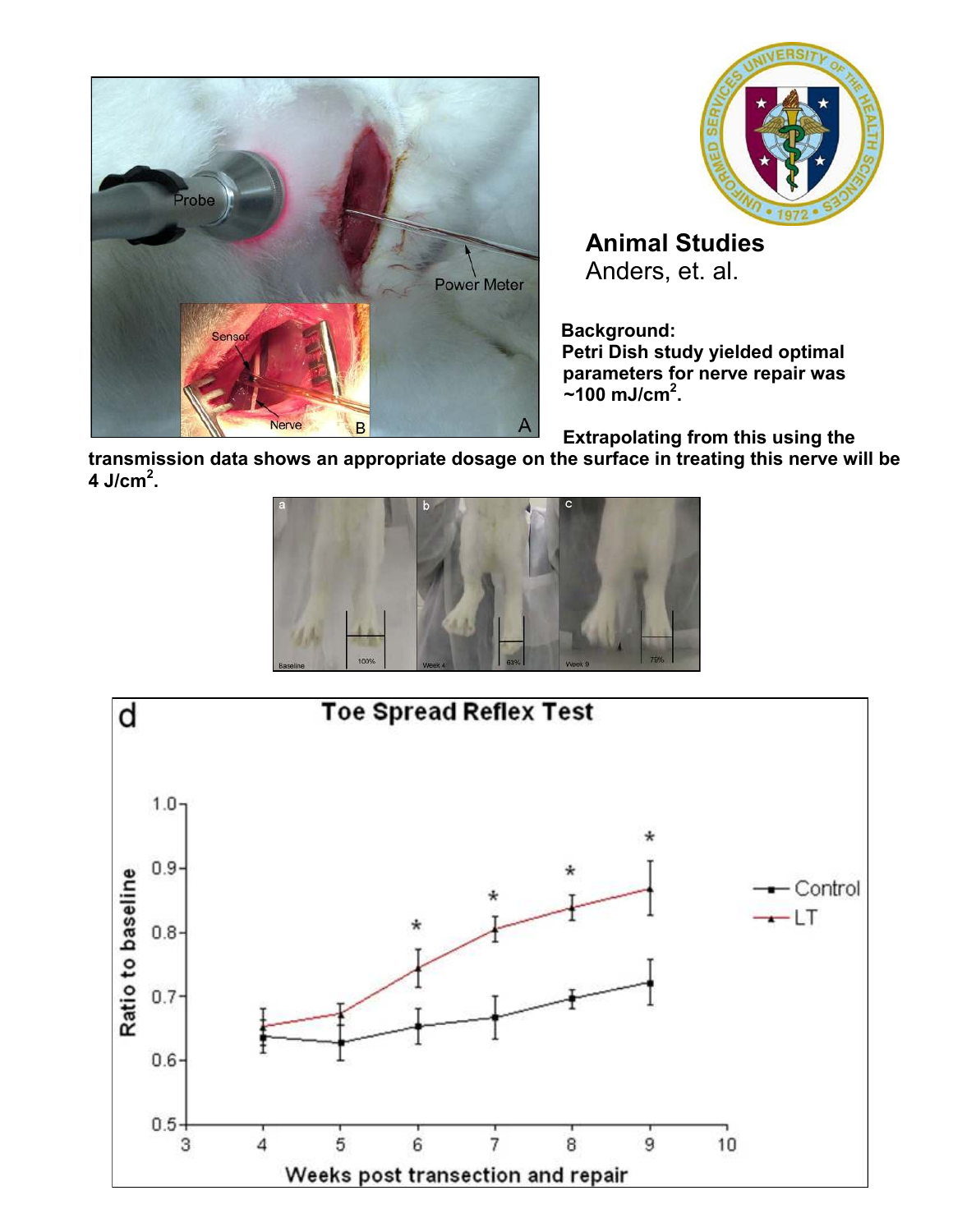Probe

Power Meter

Sensor

Nerve

B

A

## Animal Studies

Anders, et. al.

**Background:**
**Petri Dish study yielded optimal parameters for nerve repair was ~100 mJ/cm$^2$.**

**Extrapolating from this using the transmission data shows an appropriate dosage on the surface in treating this nerve will be 4 J/cm$^2$.**

a

b

c

Baseline

100%

Week 4

63%

Week 9

75%

d

Toe Spread Reflex Test

Ratio to baseline

1.0

0.9

0.8

0.7

0.6

0.5

3

4

5

6

7

8

9

10

Weeks post transection and repair

Control

LT

*